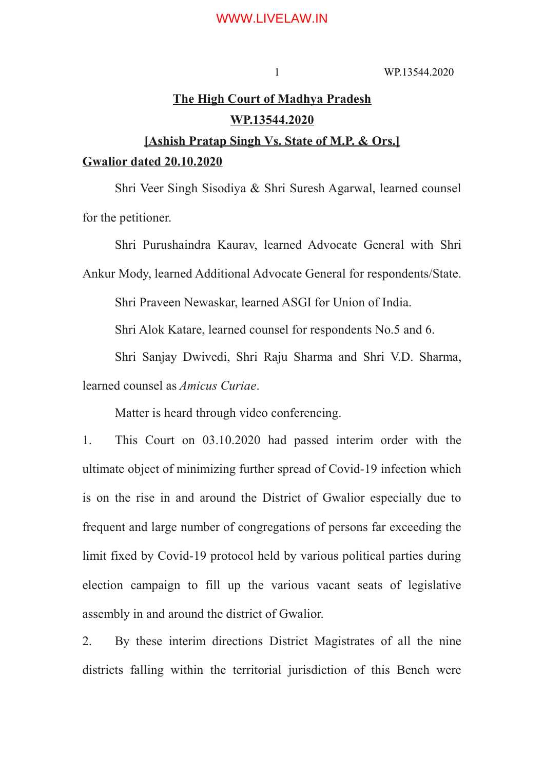**The High Court of Madhya Pradesh**

**WP.13544.2020**

**[Ashish Pratap Singh Vs. State of M.P. & Ors.]**

**Gwalior dated 20.10.2020**

Shri Veer Singh Sisodiya & Shri Suresh Agarwal, learned counsel for the petitioner.

Shri Purushaindra Kaurav, learned Advocate General with Shri Ankur Mody, learned Additional Advocate General for respondents/State.

Shri Praveen Newaskar, learned ASGI for Union of India.

Shri Alok Katare, learned counsel for respondents No.5 and 6.

Shri Sanjay Dwivedi, Shri Raju Sharma and Shri V.D. Sharma, learned counsel as *Amicus Curiae*.

Matter is heard through video conferencing.

1. This Court on 03.10.2020 had passed interim order with the ultimate object of minimizing further spread of Covid-19 infection which is on the rise in and around the District of Gwalior especially due to frequent and large number of congregations of persons far exceeding the limit fixed by Covid-19 protocol held by various political parties during election campaign to fill up the various vacant seats of legislative assembly in and around the district of Gwalior.

2. By these interim directions District Magistrates of all the nine districts falling within the territorial jurisdiction of this Bench were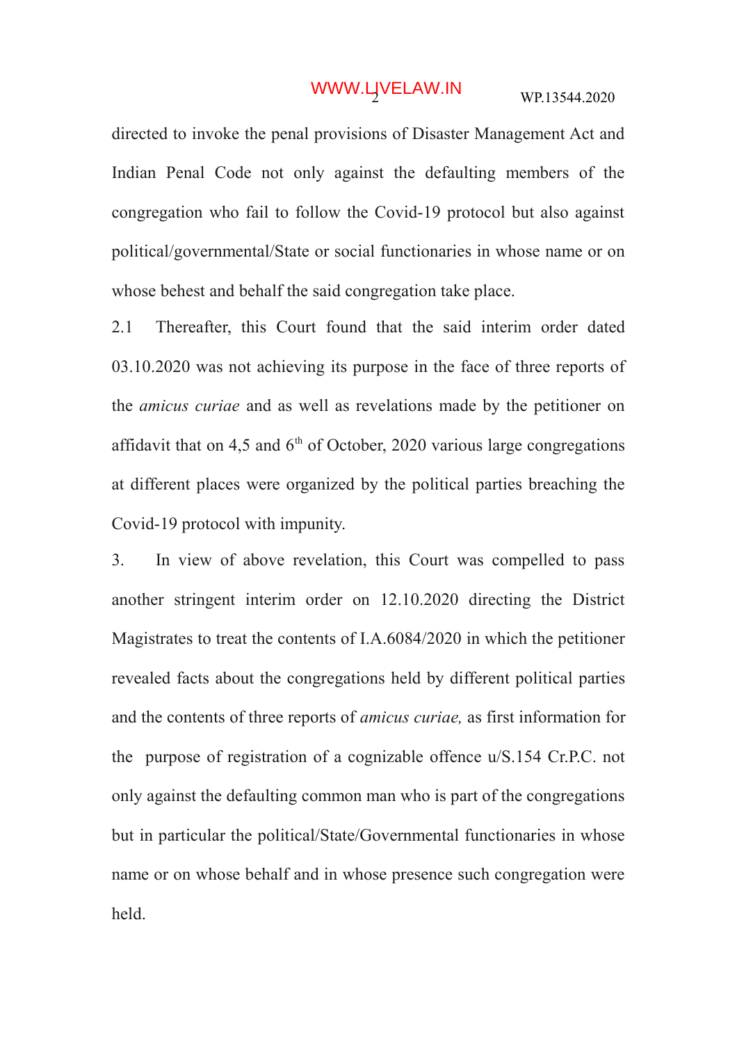directed to invoke the penal provisions of Disaster Management Act and Indian Penal Code not only against the defaulting members of the congregation who fail to follow the Covid-19 protocol but also against political/governmental/State or social functionaries in whose name or on whose behest and behalf the said congregation take place.

2.1 Thereafter, this Court found that the said interim order dated 03.10.2020 was not achieving its purpose in the face of three reports of the *amicus curiae* and as well as revelations made by the petitioner on affidavit that on 4,5 and 6th of October, 2020 various large congregations at different places were organized by the political parties breaching the Covid-19 protocol with impunity.

3. In view of above revelation, this Court was compelled to pass another stringent interim order on 12.10.2020 directing the District Magistrates to treat the contents of I.A.6084/2020 in which the petitioner revealed facts about the congregations held by different political parties and the contents of three reports of *amicus curiae,* as first information for the purpose of registration of a cognizable offence u/S.154 Cr.P.C. not only against the defaulting common man who is part of the congregations but in particular the political/State/Governmental functionaries in whose name or on whose behalf and in whose presence such congregation were held.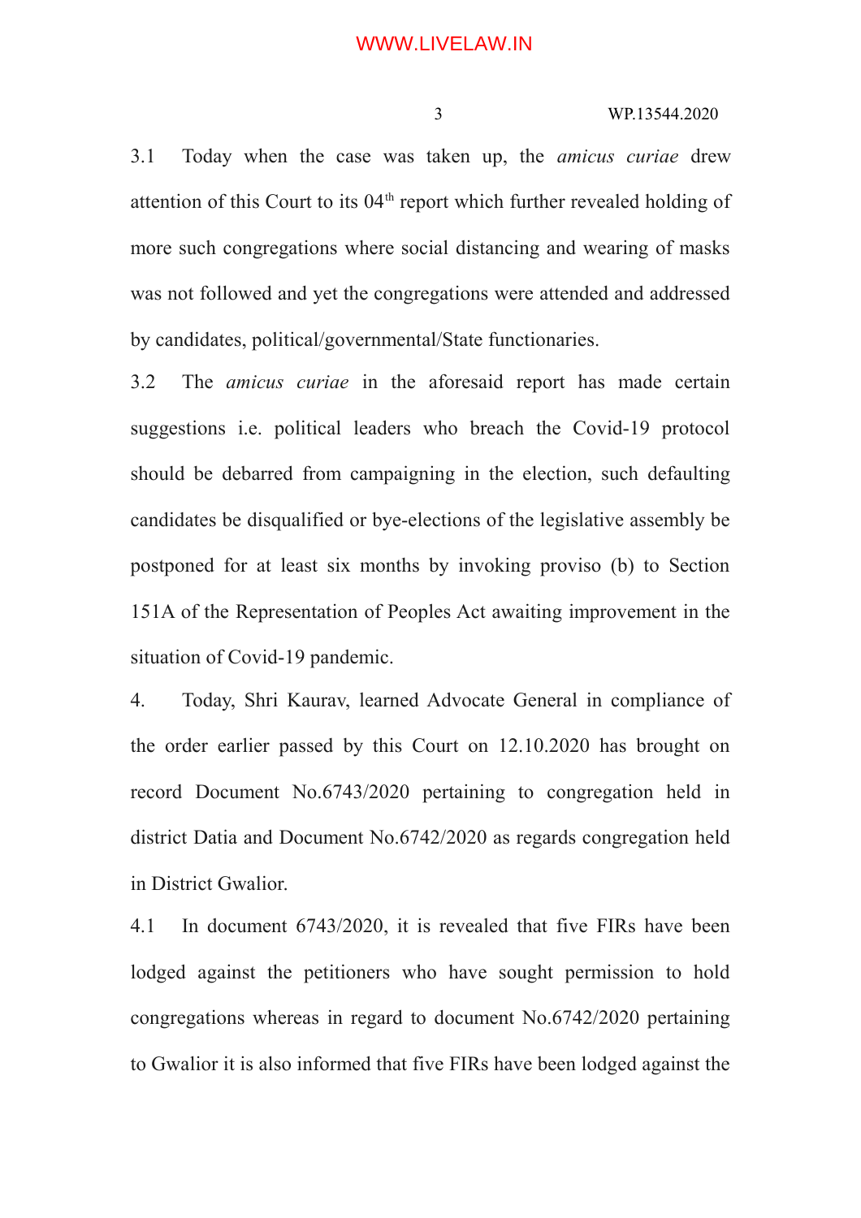3.1 Today when the case was taken up, the *amicus curiae* drew attention of this Court to its 04th report which further revealed holding of more such congregations where social distancing and wearing of masks was not followed and yet the congregations were attended and addressed by candidates, political/governmental/State functionaries.

3.2 The *amicus curiae* in the aforesaid report has made certain suggestions i.e. political leaders who breach the Covid-19 protocol should be debarred from campaigning in the election, such defaulting candidates be disqualified or bye-elections of the legislative assembly be postponed for at least six months by invoking proviso (b) to Section 151A of the Representation of Peoples Act awaiting improvement in the situation of Covid-19 pandemic.

4. Today, Shri Kaurav, learned Advocate General in compliance of the order earlier passed by this Court on 12.10.2020 has brought on record Document No.6743/2020 pertaining to congregation held in district Datia and Document No.6742/2020 as regards congregation held in District Gwalior.

4.1 In document 6743/2020, it is revealed that five FIRs have been lodged against the petitioners who have sought permission to hold congregations whereas in regard to document No.6742/2020 pertaining to Gwalior it is also informed that five FIRs have been lodged against the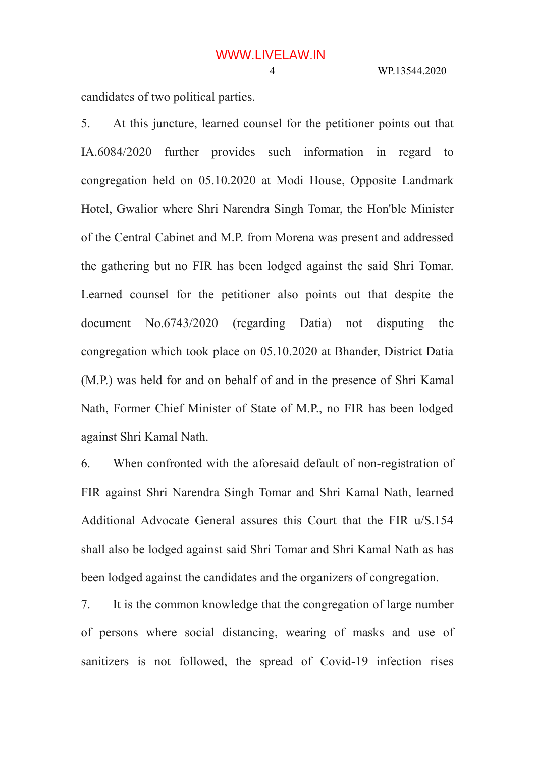candidates of two political parties.

5. At this juncture, learned counsel for the petitioner points out that IA.6084/2020 further provides such information in regard to congregation held on 05.10.2020 at Modi House, Opposite Landmark Hotel, Gwalior where Shri Narendra Singh Tomar, the Hon'ble Minister of the Central Cabinet and M.P. from Morena was present and addressed the gathering but no FIR has been lodged against the said Shri Tomar. Learned counsel for the petitioner also points out that despite the document No.6743/2020 (regarding Datia) not disputing the congregation which took place on 05.10.2020 at Bhander, District Datia (M.P.) was held for and on behalf of and in the presence of Shri Kamal Nath, Former Chief Minister of State of M.P., no FIR has been lodged against Shri Kamal Nath.

6. When confronted with the aforesaid default of non-registration of FIR against Shri Narendra Singh Tomar and Shri Kamal Nath, learned Additional Advocate General assures this Court that the FIR u/S.154 shall also be lodged against said Shri Tomar and Shri Kamal Nath as has been lodged against the candidates and the organizers of congregation.

7. It is the common knowledge that the congregation of large number of persons where social distancing, wearing of masks and use of sanitizers is not followed, the spread of Covid-19 infection rises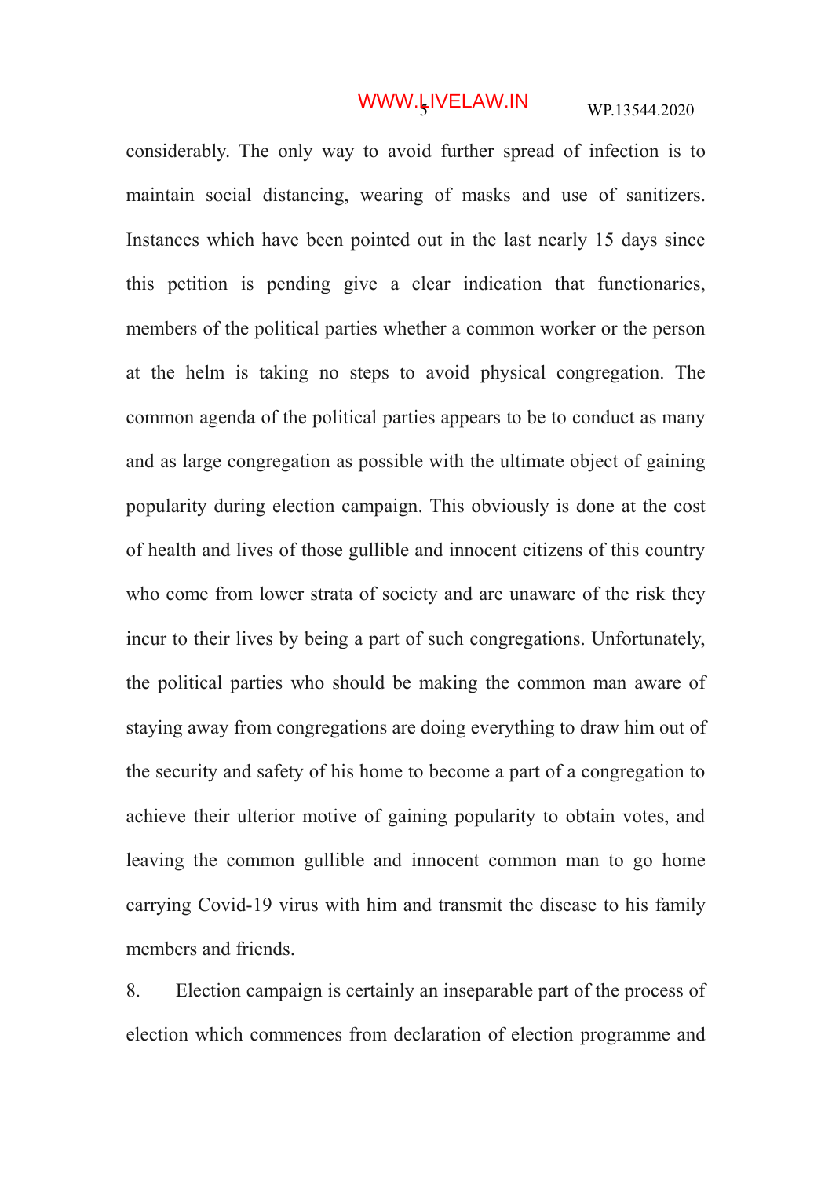considerably. The only way to avoid further spread of infection is to maintain social distancing, wearing of masks and use of sanitizers. Instances which have been pointed out in the last nearly 15 days since this petition is pending give a clear indication that functionaries, members of the political parties whether a common worker or the person at the helm is taking no steps to avoid physical congregation. The common agenda of the political parties appears to be to conduct as many and as large congregation as possible with the ultimate object of gaining popularity during election campaign. This obviously is done at the cost of health and lives of those gullible and innocent citizens of this country who come from lower strata of society and are unaware of the risk they incur to their lives by being a part of such congregations. Unfortunately, the political parties who should be making the common man aware of staying away from congregations are doing everything to draw him out of the security and safety of his home to become a part of a congregation to achieve their ulterior motive of gaining popularity to obtain votes, and leaving the common gullible and innocent common man to go home carrying Covid-19 virus with him and transmit the disease to his family members and friends.

8. Election campaign is certainly an inseparable part of the process of election which commences from declaration of election programme and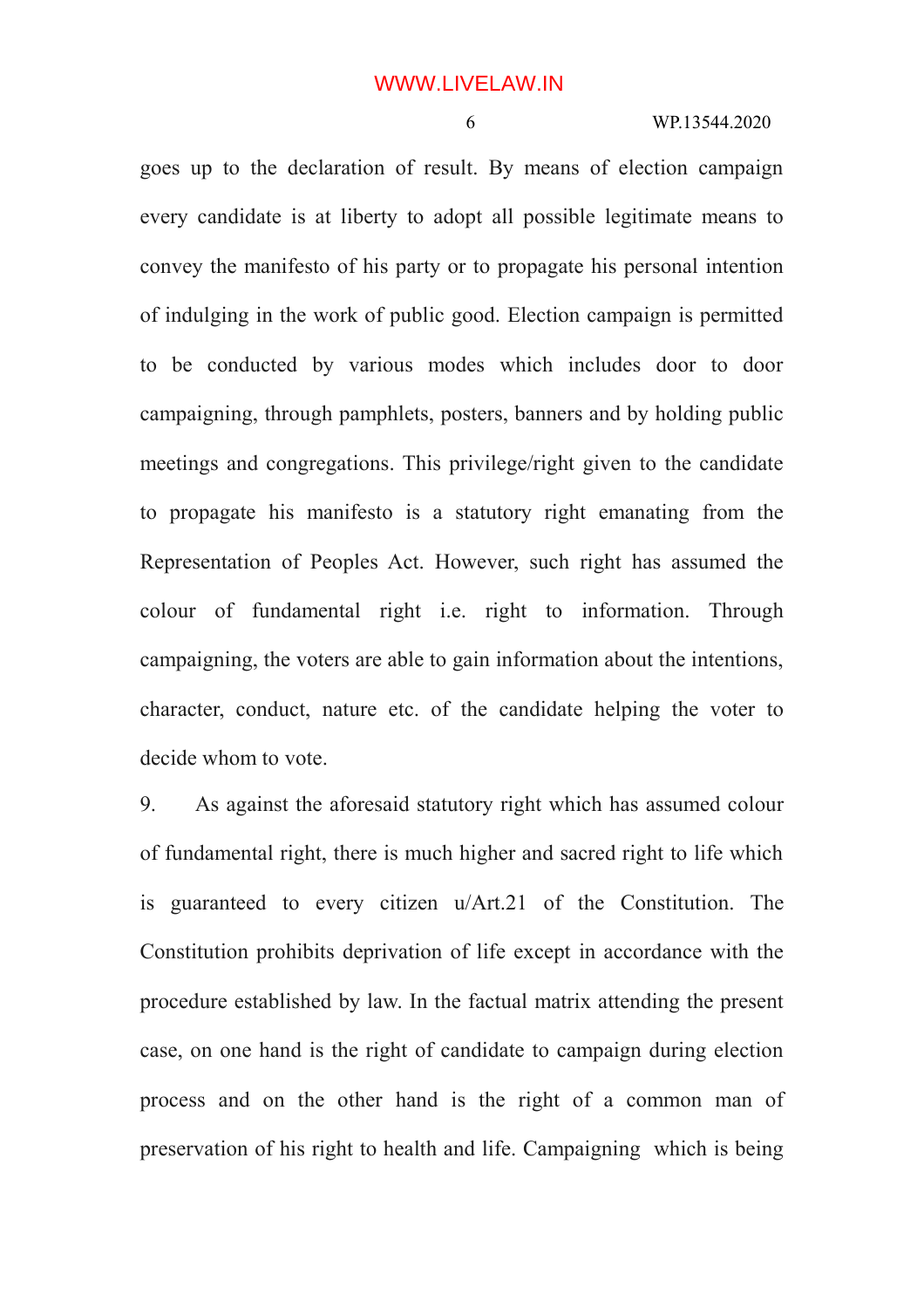goes up to the declaration of result. By means of election campaign every candidate is at liberty to adopt all possible legitimate means to convey the manifesto of his party or to propagate his personal intention of indulging in the work of public good. Election campaign is permitted to be conducted by various modes which includes door to door campaigning, through pamphlets, posters, banners and by holding public meetings and congregations. This privilege/right given to the candidate to propagate his manifesto is a statutory right emanating from the Representation of Peoples Act. However, such right has assumed the colour of fundamental right i.e. right to information. Through campaigning, the voters are able to gain information about the intentions, character, conduct, nature etc. of the candidate helping the voter to decide whom to vote.

9. As against the aforesaid statutory right which has assumed colour of fundamental right, there is much higher and sacred right to life which is guaranteed to every citizen u/Art.21 of the Constitution. The Constitution prohibits deprivation of life except in accordance with the procedure established by law. In the factual matrix attending the present case, on one hand is the right of candidate to campaign during election process and on the other hand is the right of a common man of preservation of his right to health and life. Campaigning which is being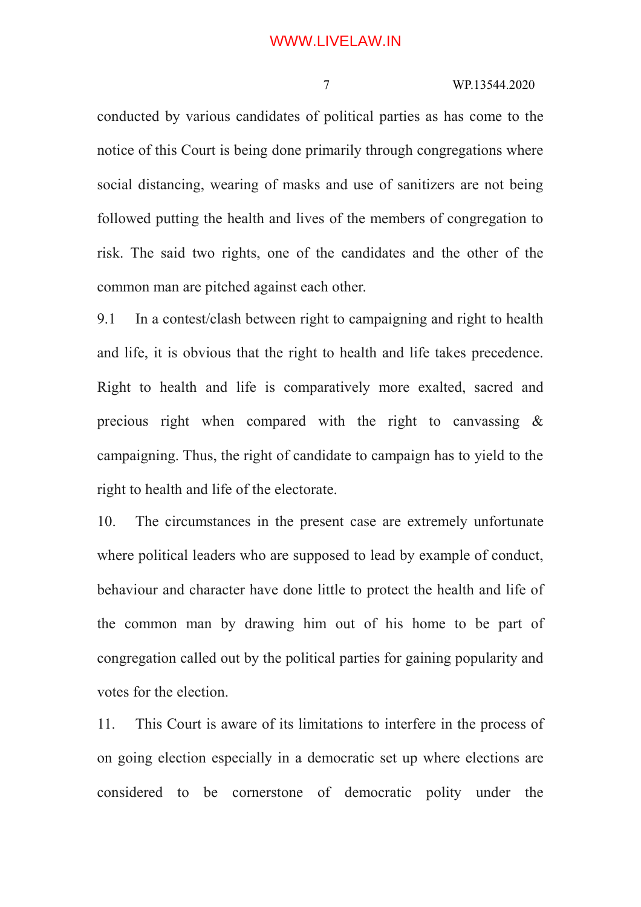conducted by various candidates of political parties as has come to the notice of this Court is being done primarily through congregations where social distancing, wearing of masks and use of sanitizers are not being followed putting the health and lives of the members of congregation to risk. The said two rights, one of the candidates and the other of the common man are pitched against each other.

9.1 In a contest/clash between right to campaigning and right to health and life, it is obvious that the right to health and life takes precedence. Right to health and life is comparatively more exalted, sacred and precious right when compared with the right to canvassing & campaigning. Thus, the right of candidate to campaign has to yield to the right to health and life of the electorate.

10. The circumstances in the present case are extremely unfortunate where political leaders who are supposed to lead by example of conduct, behaviour and character have done little to protect the health and life of the common man by drawing him out of his home to be part of congregation called out by the political parties for gaining popularity and votes for the election.

11. This Court is aware of its limitations to interfere in the process of on going election especially in a democratic set up where elections are considered to be cornerstone of democratic polity under the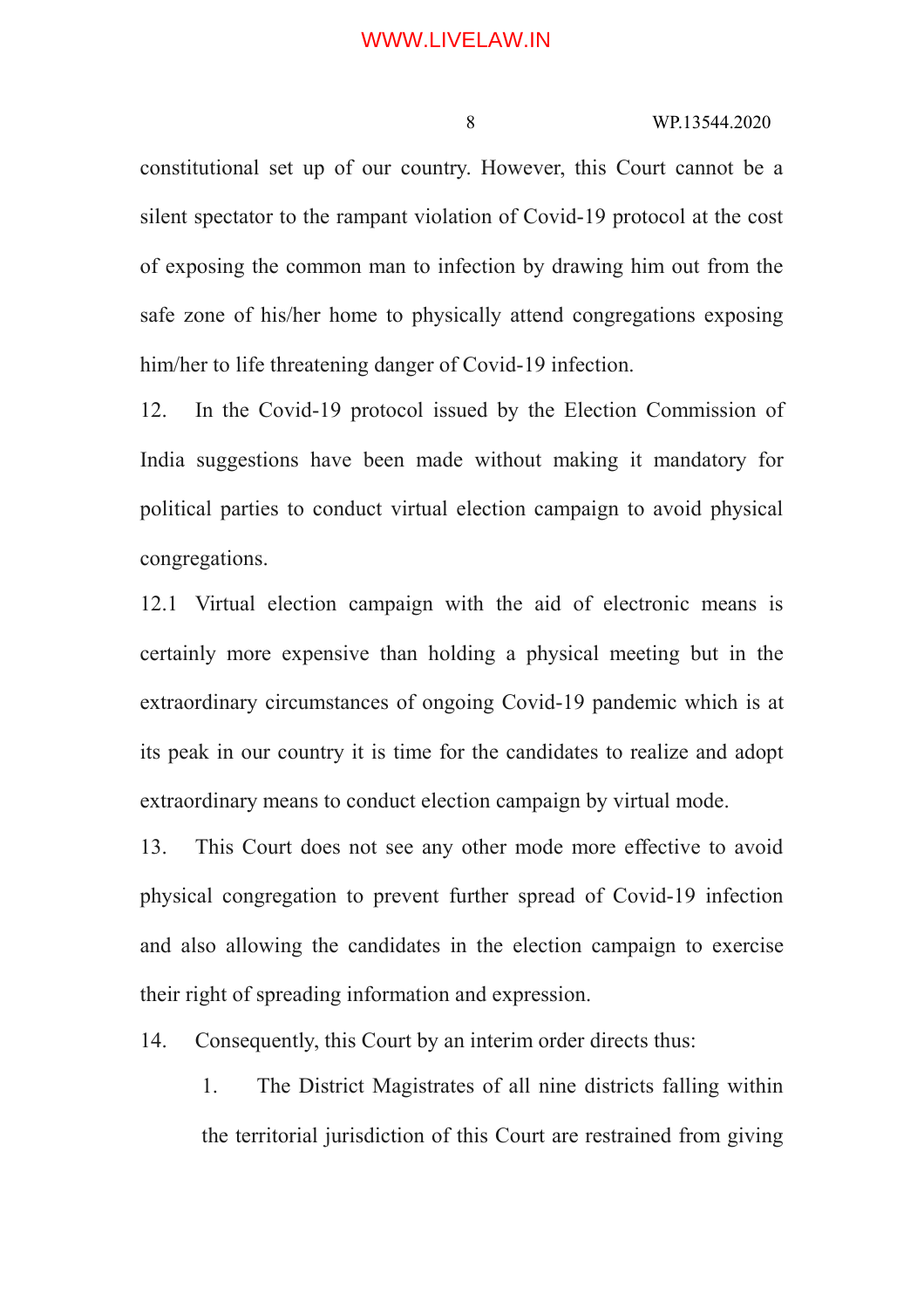constitutional set up of our country. However, this Court cannot be a silent spectator to the rampant violation of Covid-19 protocol at the cost of exposing the common man to infection by drawing him out from the safe zone of his/her home to physically attend congregations exposing him/her to life threatening danger of Covid-19 infection.

12. In the Covid-19 protocol issued by the Election Commission of India suggestions have been made without making it mandatory for political parties to conduct virtual election campaign to avoid physical congregations.

12.1 Virtual election campaign with the aid of electronic means is certainly more expensive than holding a physical meeting but in the extraordinary circumstances of ongoing Covid-19 pandemic which is at its peak in our country it is time for the candidates to realize and adopt extraordinary means to conduct election campaign by virtual mode.

13. This Court does not see any other mode more effective to avoid physical congregation to prevent further spread of Covid-19 infection and also allowing the candidates in the election campaign to exercise their right of spreading information and expression.

14. Consequently, this Court by an interim order directs thus:

1. The District Magistrates of all nine districts falling within the territorial jurisdiction of this Court are restrained from giving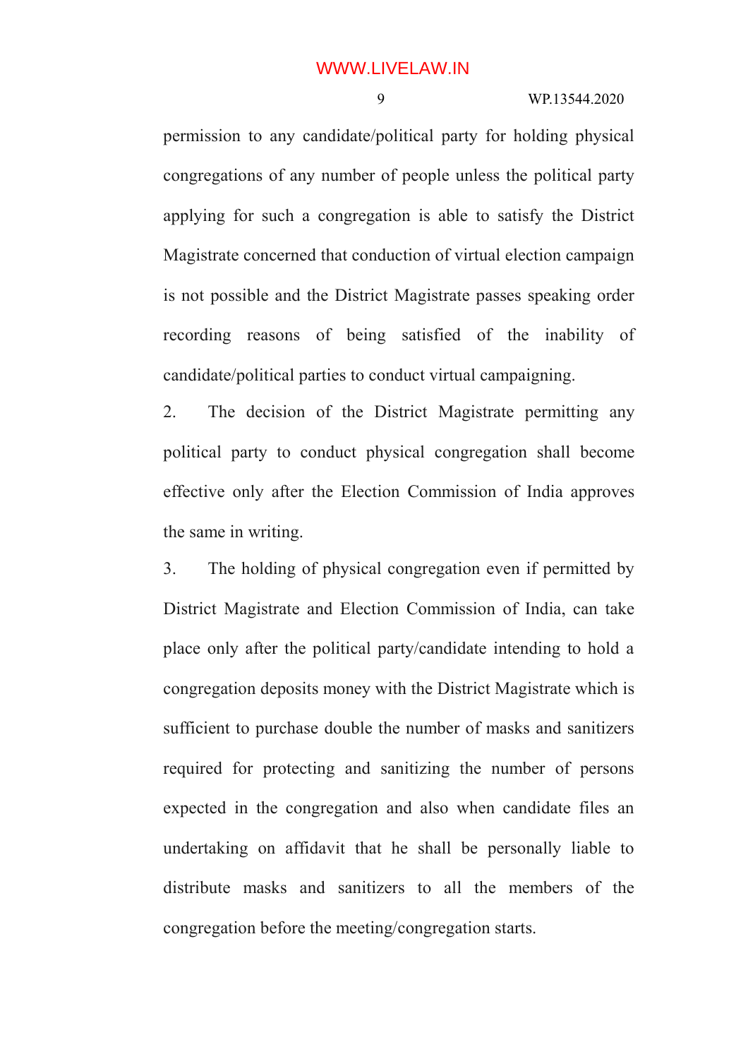permission to any candidate/political party for holding physical congregations of any number of people unless the political party applying for such a congregation is able to satisfy the District Magistrate concerned that conduction of virtual election campaign is not possible and the District Magistrate passes speaking order recording reasons of being satisfied of the inability of candidate/political parties to conduct virtual campaigning.

2. The decision of the District Magistrate permitting any political party to conduct physical congregation shall become effective only after the Election Commission of India approves the same in writing.

3. The holding of physical congregation even if permitted by District Magistrate and Election Commission of India, can take place only after the political party/candidate intending to hold a congregation deposits money with the District Magistrate which is sufficient to purchase double the number of masks and sanitizers required for protecting and sanitizing the number of persons expected in the congregation and also when candidate files an undertaking on affidavit that he shall be personally liable to distribute masks and sanitizers to all the members of the congregation before the meeting/congregation starts.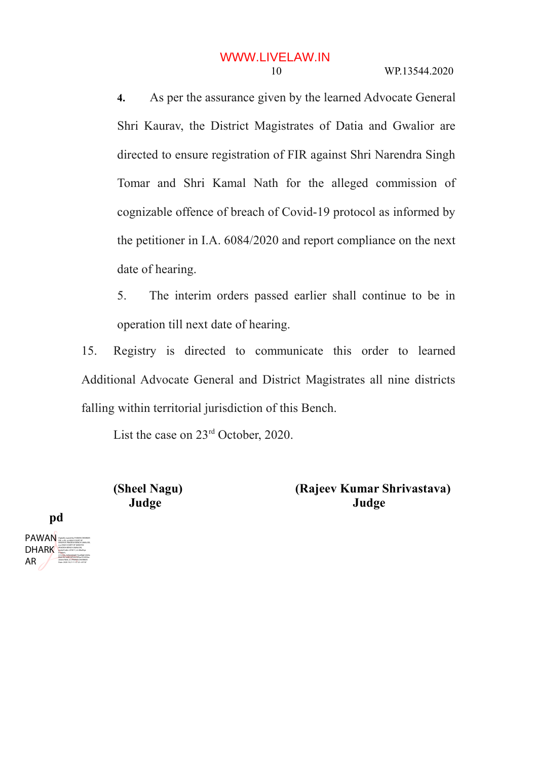**4.** As per the assurance given by the learned Advocate General Shri Kaurav, the District Magistrates of Datia and Gwalior are directed to ensure registration of FIR against Shri Narendra Singh Tomar and Shri Kamal Nath for the alleged commission of cognizable offence of breach of Covid-19 protocol as informed by the petitioner in I.A. 6084/2020 and report compliance on the next date of hearing.

5. The interim orders passed earlier shall continue to be in operation till next date of hearing.

15. Registry is directed to communicate this order to learned Additional Advocate General and District Magistrates all nine districts falling within territorial jurisdiction of this Bench.

List the case on 23rd October, 2020.

**(Sheel Nagu)**
**Judge**

**(Rajeev Kumar Shrivastava)**
**Judge**

**pd**

PAWAN DHARKAR